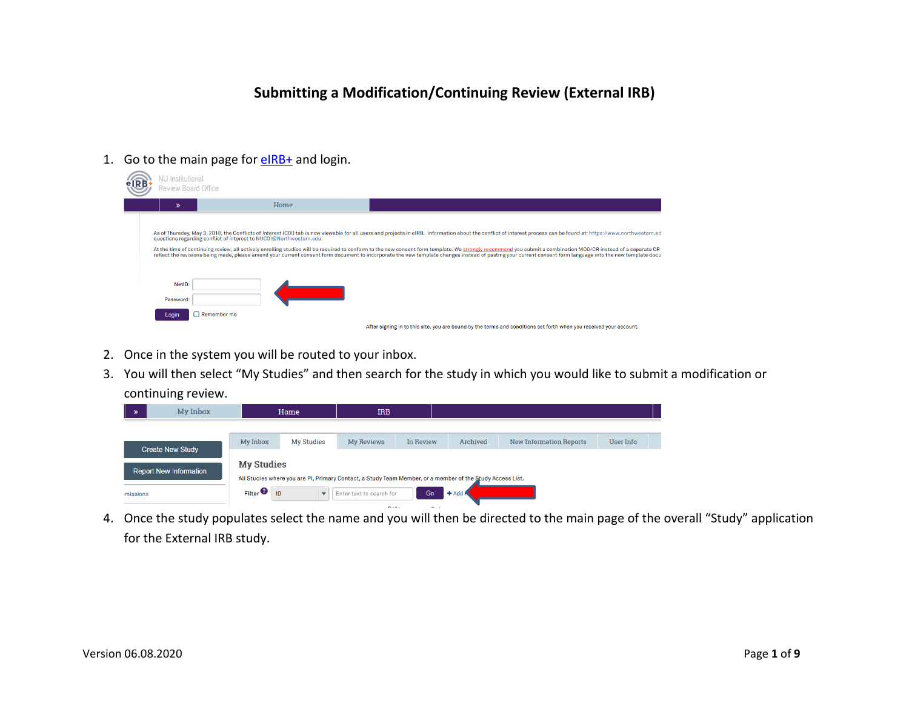# Submitting a Modification/Continuing Review (External IRB)

1. Go to the main page for eIRB+ and login.

2. Once in the system you will be routed to your inbox.
3. You will then select "My Studies" and then search for the study in which you would like to submit a modification or continuing review.

4. Once the study populates select the name and you will then be directed to the main page of the overall "Study" application for the External IRB study.

Version 06.08.2020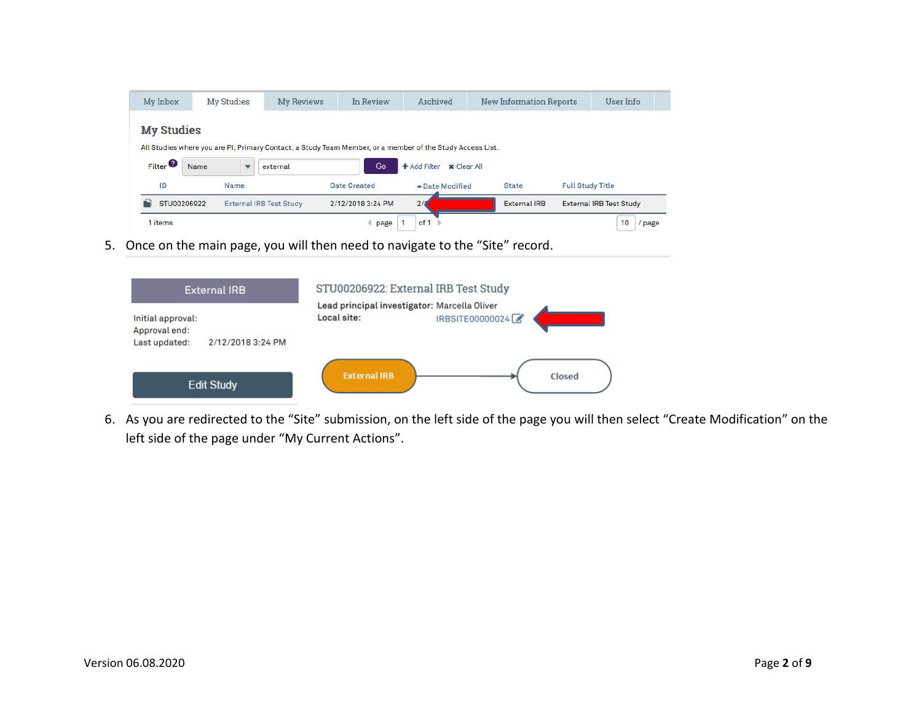5. Once on the main page, you will then need to navigate to the “Site” record.

6. As you are redirected to the “Site” submission, on the left side of the page you will then select “Create Modification” on the left side of the page under “My Current Actions”.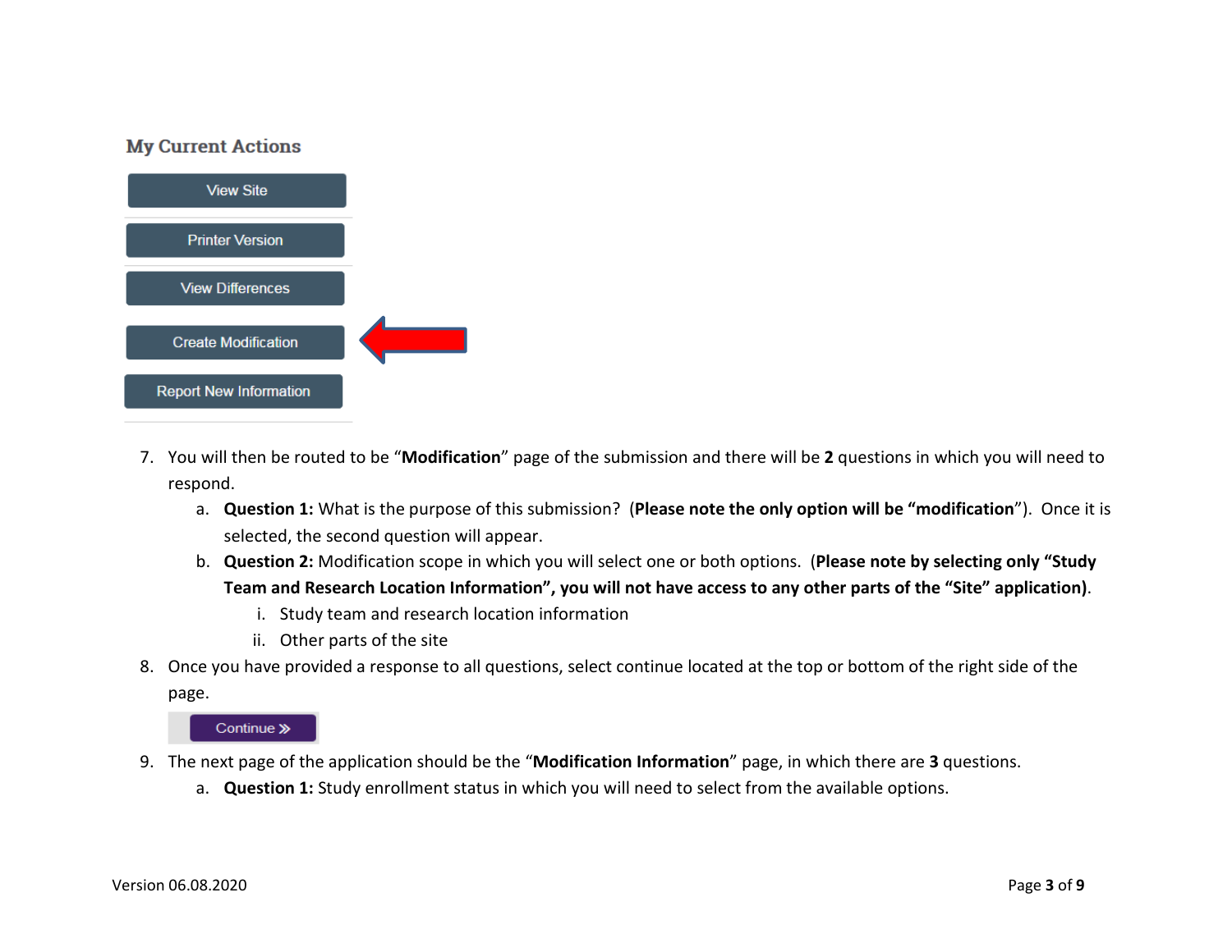**My Current Actions**

View Site

Printer Version

View Differences

Create Modification

Report New Information

7. You will then be routed to be "**Modification**" page of the submission and there will be **2** questions in which you will need to respond.
   a. **Question 1:** What is the purpose of this submission? (**Please note the only option will be "modification"**). Once it is selected, the second question will appear.
   b. **Question 2:** Modification scope in which you will select one or both options. (**Please note by selecting only "Study Team and Research Location Information", you will not have access to any other parts of the "Site" application)**.
      i. Study team and research location information
      ii. Other parts of the site
8. Once you have provided a response to all questions, select continue located at the top or bottom of the right side of the page.

   Continue »

9. The next page of the application should be the "**Modification Information**" page, in which there are **3** questions.
   a. **Question 1:** Study enrollment status in which you will need to select from the available options.

Version 06.08.2020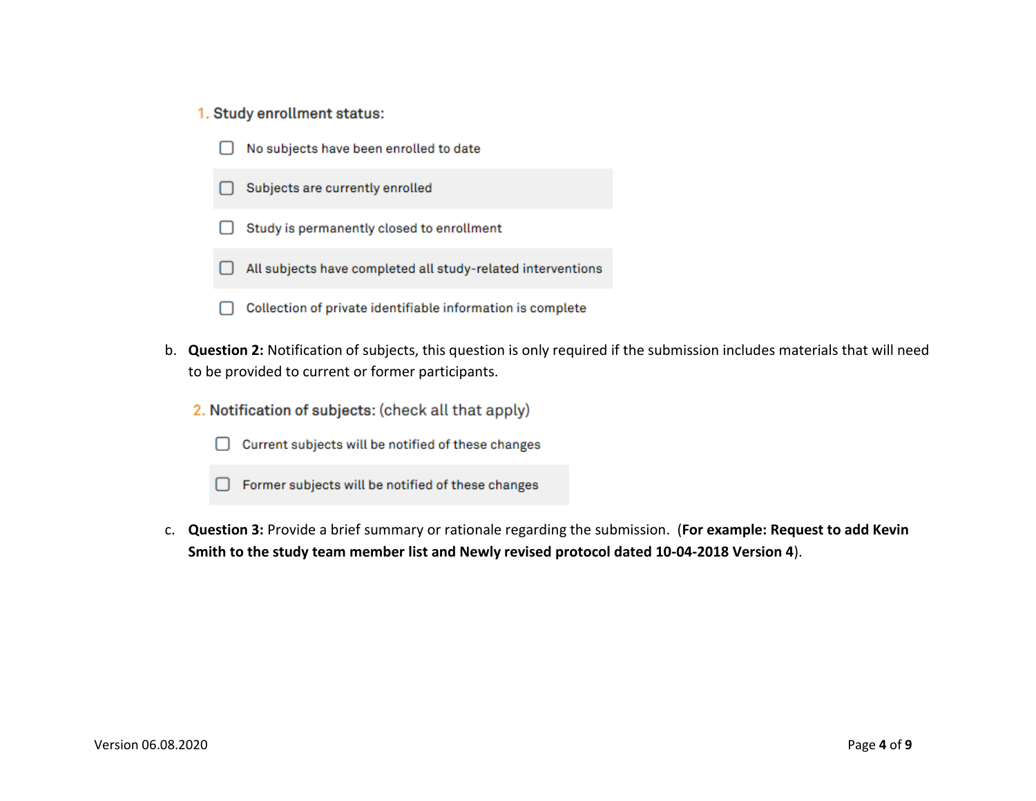1. **Study enrollment status:**

- [ ] No subjects have been enrolled to date
- [ ] Subjects are currently enrolled
- [ ] Study is permanently closed to enrollment
- [ ] All subjects have completed all study-related interventions
- [ ] Collection of private identifiable information is complete

b. **Question 2:** Notification of subjects, this question is only required if the submission includes materials that will need to be provided to current or former participants.

2. **Notification of subjects:** (check all that apply)

- [ ] Current subjects will be notified of these changes
- [ ] Former subjects will be notified of these changes

c. **Question 3:** Provide a brief summary or rationale regarding the submission. (**For example: Request to add Kevin Smith to the study team member list and Newly revised protocol dated 10-04-2018 Version 4**).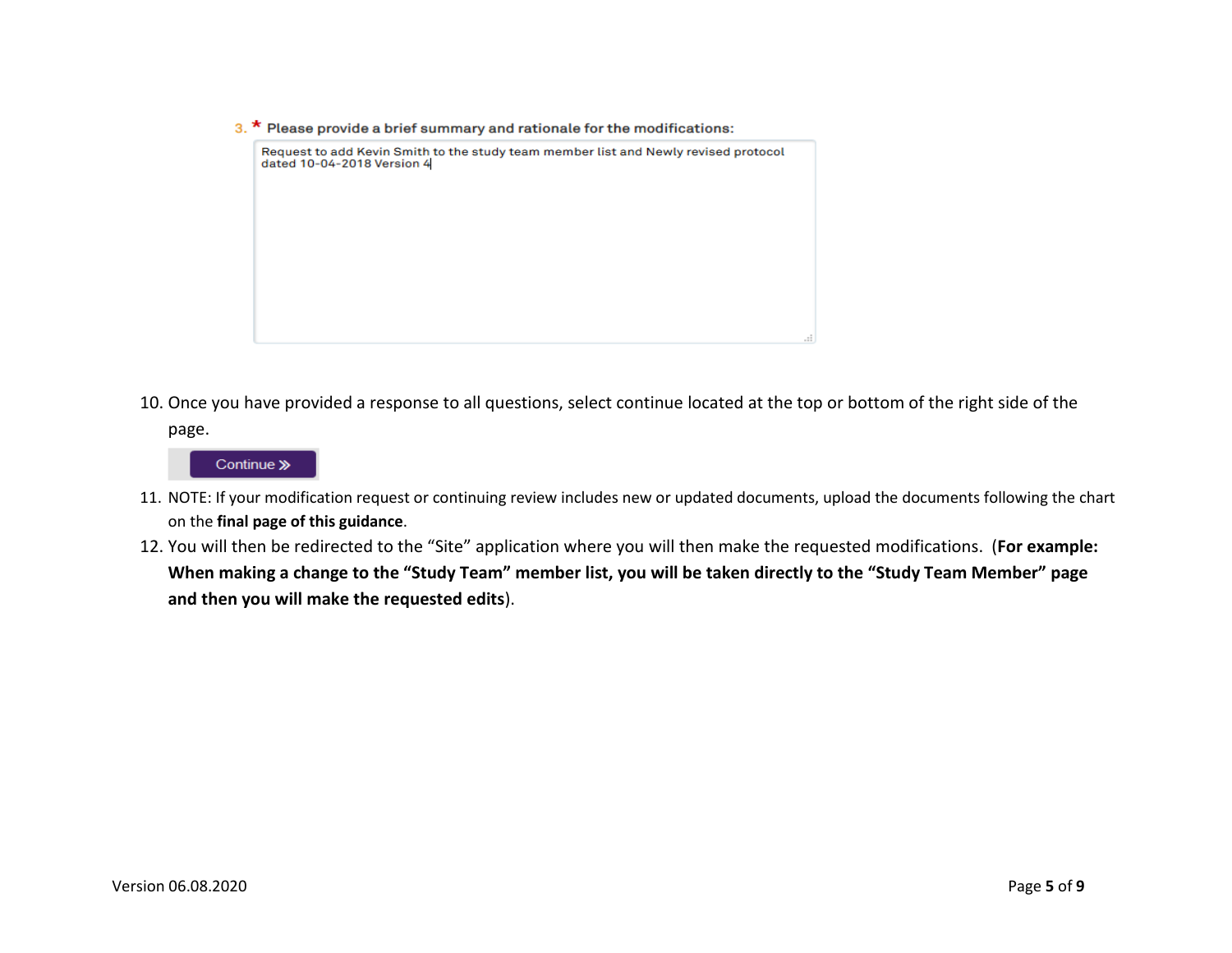3. * Please provide a brief summary and rationale for the modifications:

Request to add Kevin Smith to the study team member list and Newly revised protocol dated 10-04-2018 Version 4

10. Once you have provided a response to all questions, select continue located at the top or bottom of the right side of the page.

Continue »

11. NOTE: If your modification request or continuing review includes new or updated documents, upload the documents following the chart on the **final page of this guidance**.
12. You will then be redirected to the "Site" application where you will then make the requested modifications. (**For example: When making a change to the "Study Team" member list, you will be taken directly to the "Study Team Member" page and then you will make the requested edits**).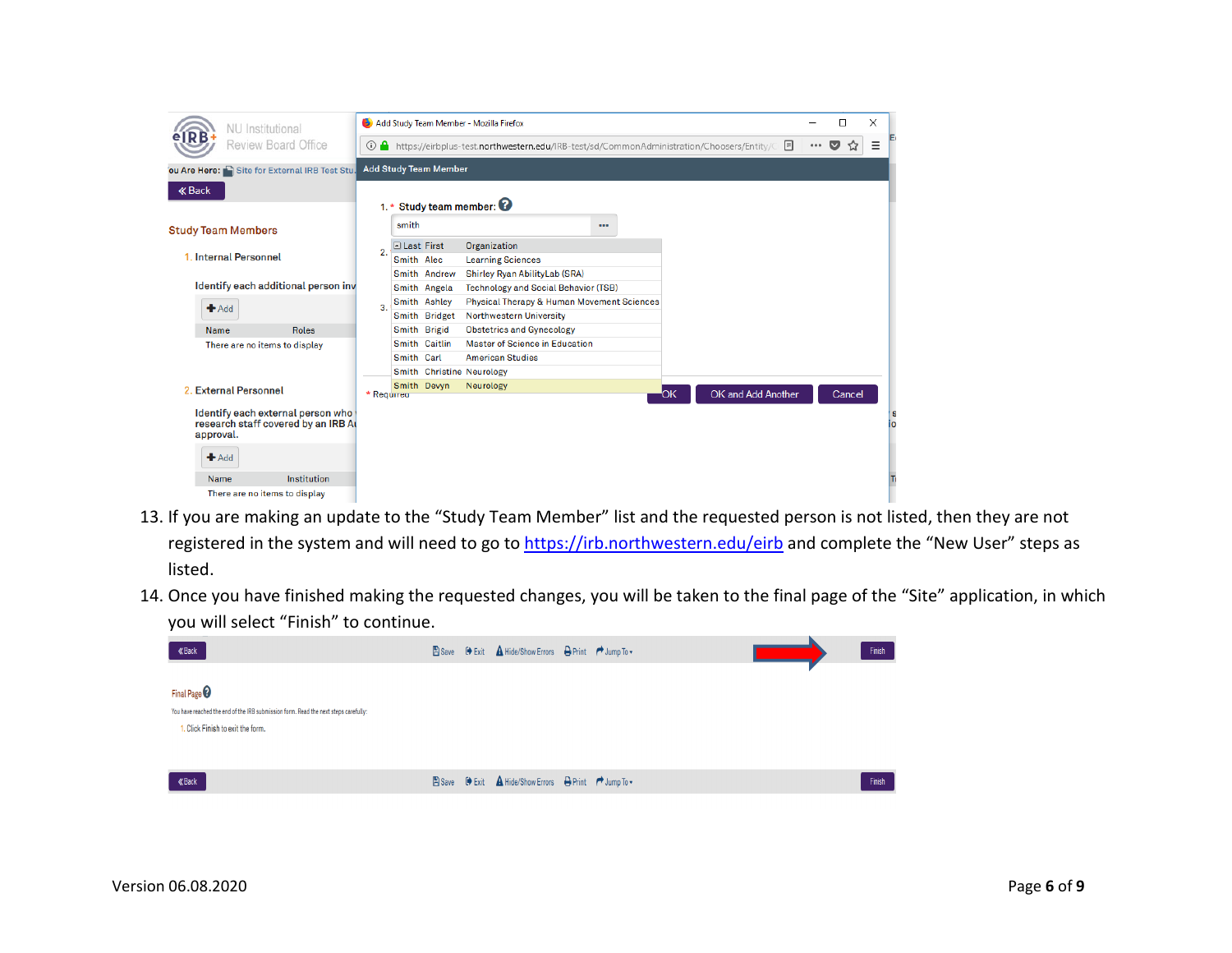13. If you are making an update to the "Study Team Member" list and the requested person is not listed, then they are not registered in the system and will need to go to https://irb.northwestern.edu/eirb and complete the "New User" steps as listed.
14. Once you have finished making the requested changes, you will be taken to the final page of the "Site" application, in which you will select "Finish" to continue.

Version 06.08.2020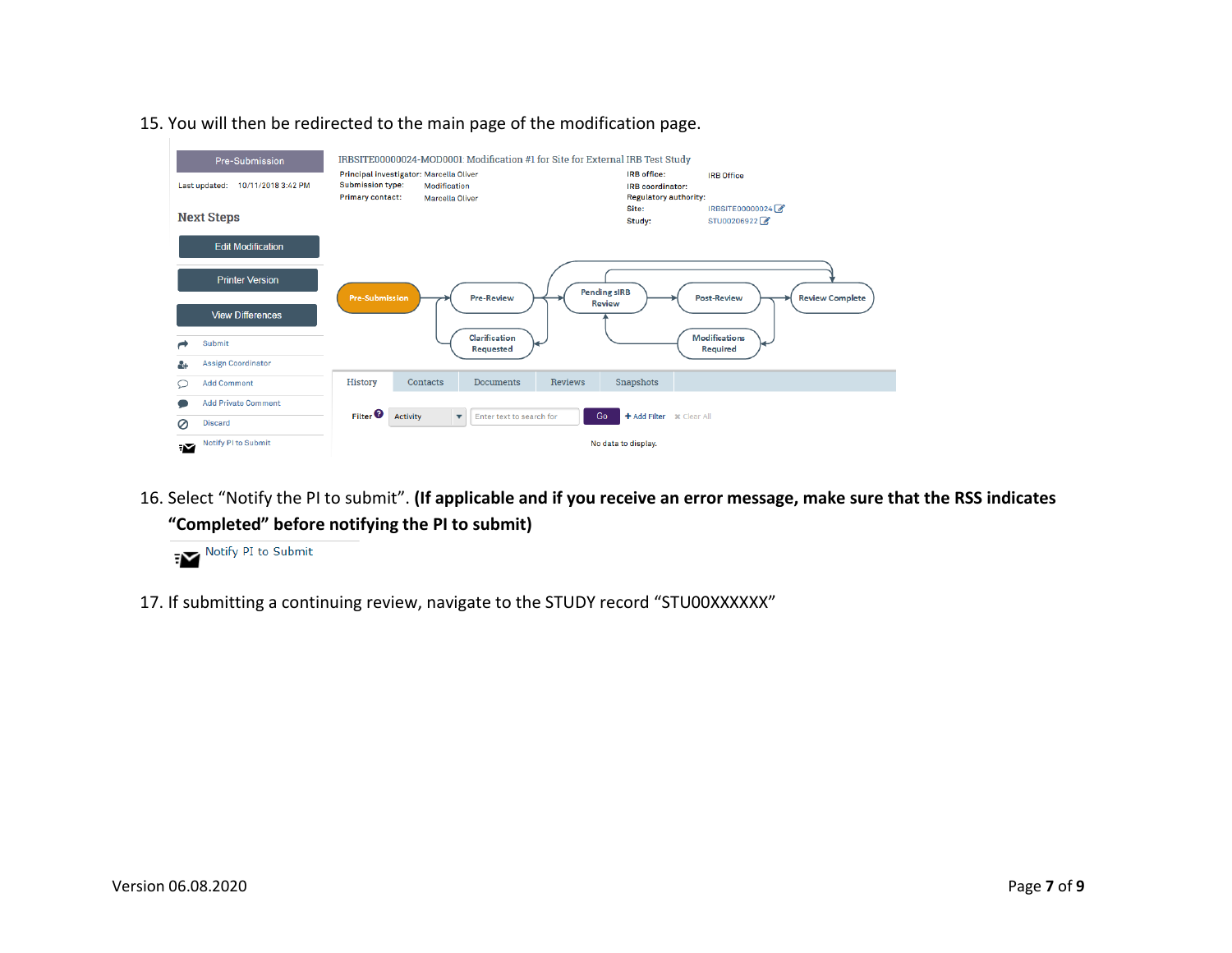15. You will then be redirected to the main page of the modification page.

16. Select “Notify the PI to submit”. **(If applicable and if you receive an error message, make sure that the RSS indicates “Completed” before notifying the PI to submit)**

17. If submitting a continuing review, navigate to the STUDY record “STU00XXXXXX”

Version 06.08.2020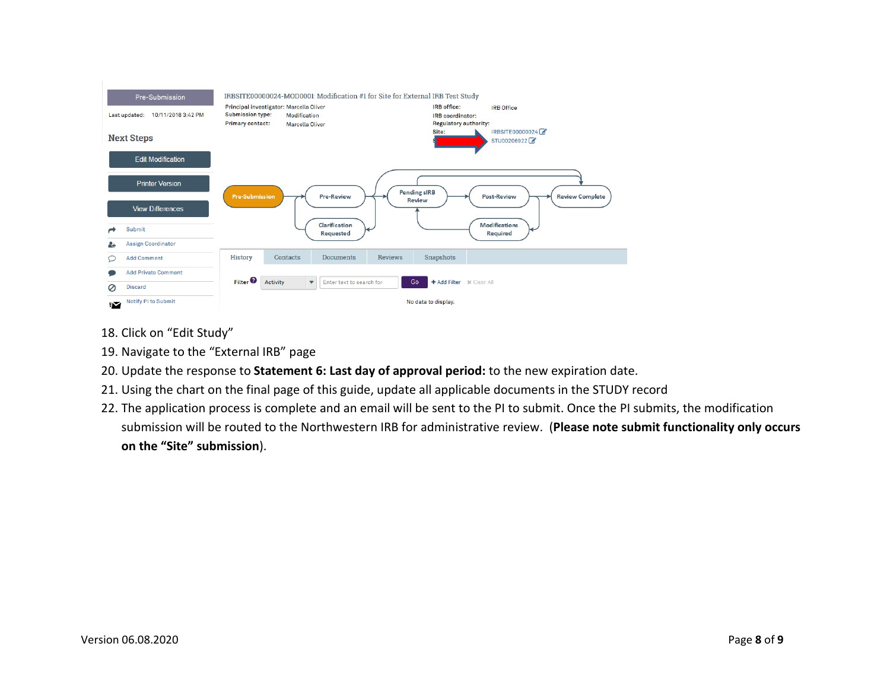18. Click on “Edit Study”
19. Navigate to the “External IRB” page
20. Update the response to **Statement 6: Last day of approval period:** to the new expiration date.
21. Using the chart on the final page of this guide, update all applicable documents in the STUDY record
22. The application process is complete and an email will be sent to the PI to submit. Once the PI submits, the modification submission will be routed to the Northwestern IRB for administrative review. (**Please note submit functionality only occurs on the “Site” submission**).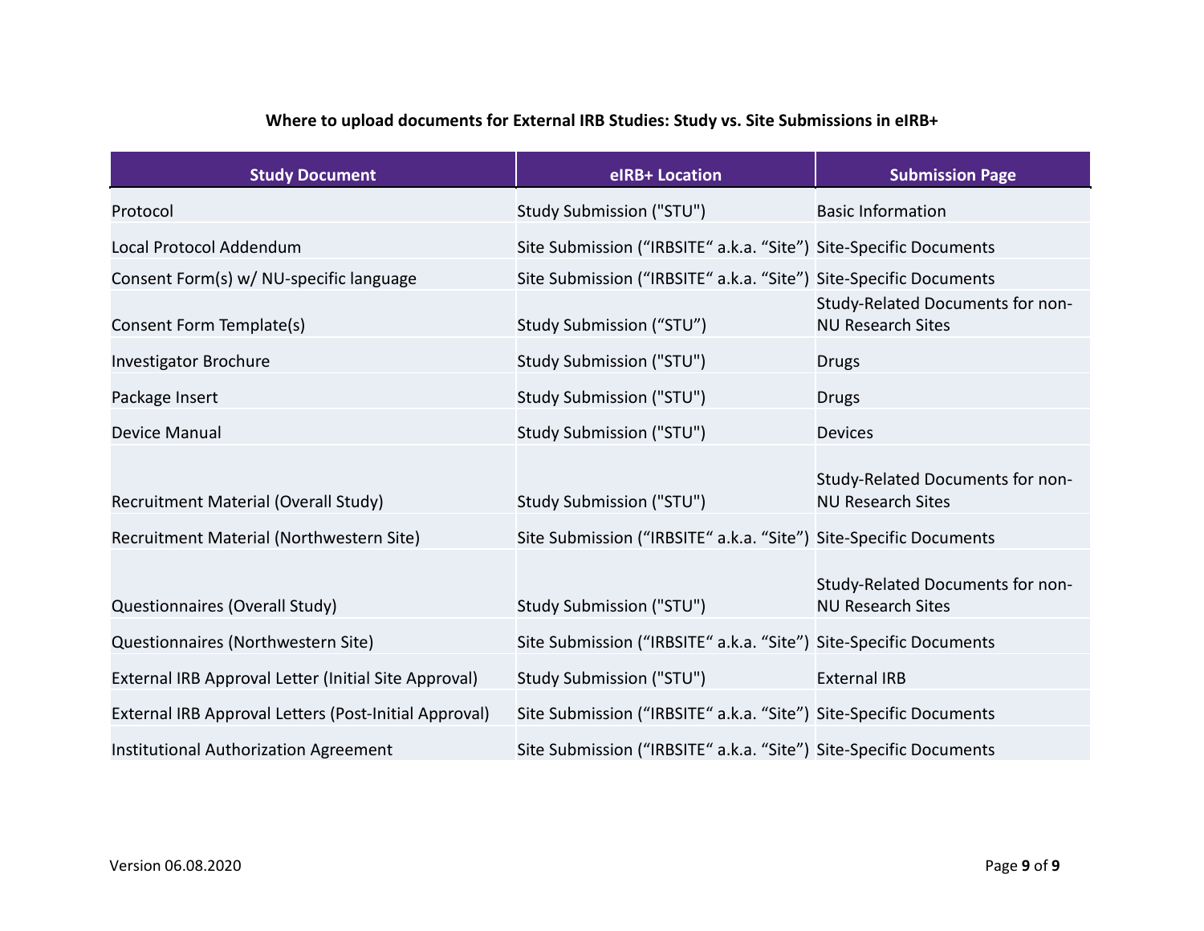**Where to upload documents for External IRB Studies: Study vs. Site Submissions in eIRB+**

| Study Document | eIRB+ Location | Submission Page |
|---|---|---|
| Protocol | Study Submission ("STU") | Basic Information |
| Local Protocol Addendum | Site Submission (“IRBSITE“ a.k.a. “Site”) | Site-Specific Documents |
| Consent Form(s) w/ NU-specific language | Site Submission (“IRBSITE“ a.k.a. “Site”) | Site-Specific Documents |
| Consent Form Template(s) | Study Submission (“STU”) | Study-Related Documents for non-NU Research Sites |
| Investigator Brochure | Study Submission ("STU") | Drugs |
| Package Insert | Study Submission ("STU") | Drugs |
| Device Manual | Study Submission ("STU") | Devices |
| Recruitment Material (Overall Study) | Study Submission ("STU") | Study-Related Documents for non-NU Research Sites |
| Recruitment Material (Northwestern Site) | Site Submission (“IRBSITE“ a.k.a. “Site”) | Site-Specific Documents |
| Questionnaires (Overall Study) | Study Submission ("STU") | Study-Related Documents for non-NU Research Sites |
| Questionnaires (Northwestern Site) | Site Submission (“IRBSITE“ a.k.a. “Site”) | Site-Specific Documents |
| External IRB Approval Letter (Initial Site Approval) | Study Submission ("STU") | External IRB |
| External IRB Approval Letters (Post-Initial Approval) | Site Submission (“IRBSITE“ a.k.a. “Site”) | Site-Specific Documents |
| Institutional Authorization Agreement | Site Submission (“IRBSITE“ a.k.a. “Site”) | Site-Specific Documents |

Version 06.08.2020